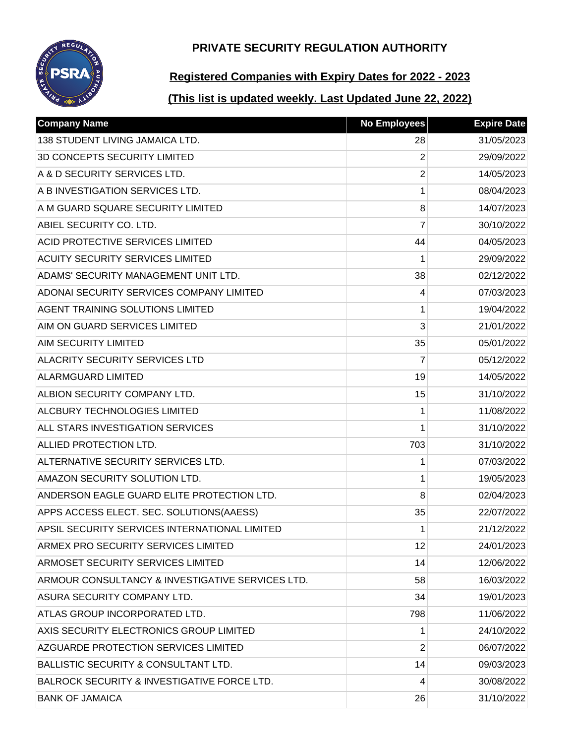# PRIVATE SECURITY REGULATION AUTHORITY

## Registered Companies with Expiry Dates for 2022 - 2023

## (This list is updated weekly. Last Updated June 22, 2022)

| Company Name | No Employees | Expire Date |
|---|---|---|
| 138 STUDENT LIVING JAMAICA LTD. | 28 | 31/05/2023 |
| 3D CONCEPTS SECURITY LIMITED | 2 | 29/09/2022 |
| A & D SECURITY SERVICES LTD. | 2 | 14/05/2023 |
| A B INVESTIGATION SERVICES LTD. | 1 | 08/04/2023 |
| A M GUARD SQUARE SECURITY LIMITED | 8 | 14/07/2023 |
| ABIEL SECURITY CO. LTD. | 7 | 30/10/2022 |
| ACID PROTECTIVE SERVICES LIMITED | 44 | 04/05/2023 |
| ACUITY SECURITY SERVICES LIMITED | 1 | 29/09/2022 |
| ADAMS' SECURITY MANAGEMENT UNIT LTD. | 38 | 02/12/2022 |
| ADONAI SECURITY SERVICES COMPANY LIMITED | 4 | 07/03/2023 |
| AGENT TRAINING SOLUTIONS LIMITED | 1 | 19/04/2022 |
| AIM ON GUARD SERVICES LIMITED | 3 | 21/01/2022 |
| AIM SECURITY LIMITED | 35 | 05/01/2022 |
| ALACRITY SECURITY SERVICES LTD | 7 | 05/12/2022 |
| ALARMGUARD LIMITED | 19 | 14/05/2022 |
| ALBION SECURITY COMPANY LTD. | 15 | 31/10/2022 |
| ALCBURY TECHNOLOGIES LIMITED | 1 | 11/08/2022 |
| ALL STARS INVESTIGATION SERVICES | 1 | 31/10/2022 |
| ALLIED PROTECTION LTD. | 703 | 31/10/2022 |
| ALTERNATIVE SECURITY SERVICES LTD. | 1 | 07/03/2022 |
| AMAZON SECURITY SOLUTION LTD. | 1 | 19/05/2023 |
| ANDERSON EAGLE GUARD ELITE PROTECTION LTD. | 8 | 02/04/2023 |
| APPS ACCESS ELECT. SEC. SOLUTIONS(AAESS) | 35 | 22/07/2022 |
| APSIL SECURITY SERVICES INTERNATIONAL LIMITED | 1 | 21/12/2022 |
| ARMEX PRO SECURITY SERVICES LIMITED | 12 | 24/01/2023 |
| ARMOSET SECURITY SERVICES LIMITED | 14 | 12/06/2022 |
| ARMOUR CONSULTANCY & INVESTIGATIVE SERVICES LTD. | 58 | 16/03/2022 |
| ASURA SECURITY COMPANY LTD. | 34 | 19/01/2023 |
| ATLAS GROUP INCORPORATED LTD. | 798 | 11/06/2022 |
| AXIS SECURITY ELECTRONICS GROUP LIMITED | 1 | 24/10/2022 |
| AZGUARDE PROTECTION SERVICES LIMITED | 2 | 06/07/2022 |
| BALLISTIC SECURITY & CONSULTANT LTD. | 14 | 09/03/2023 |
| BALROCK SECURITY & INVESTIGATIVE FORCE LTD. | 4 | 30/08/2022 |
| BANK OF JAMAICA | 26 | 31/10/2022 |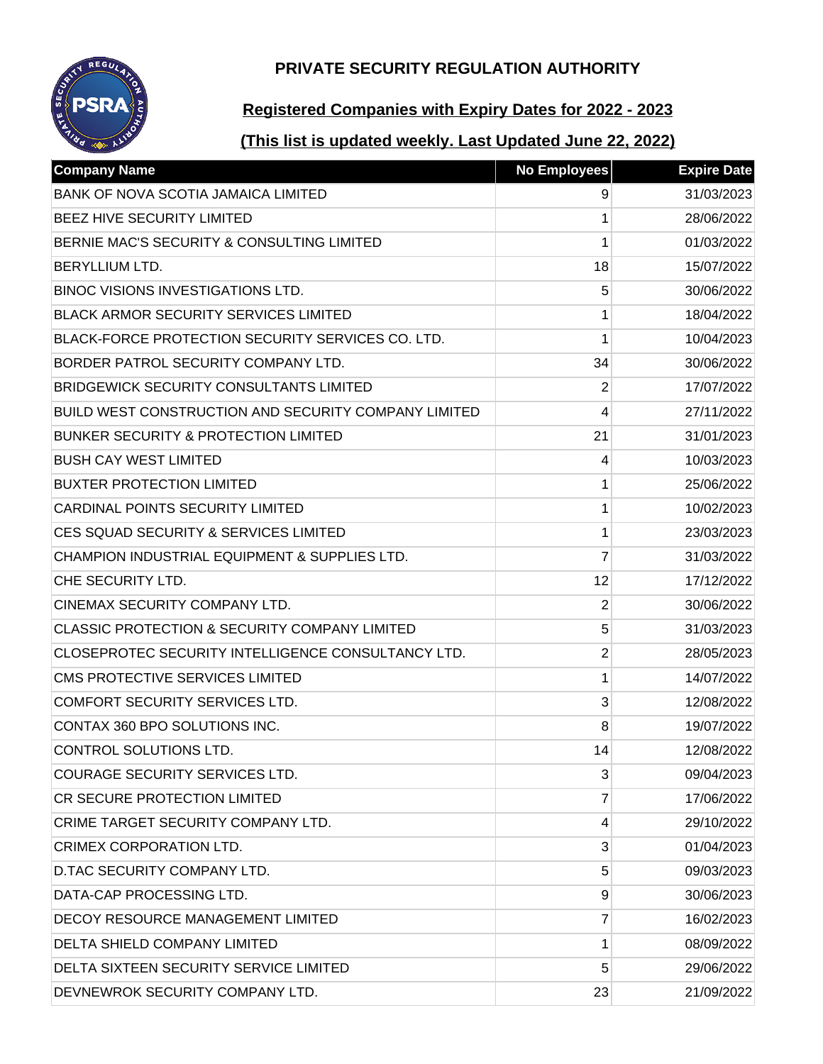# PRIVATE SECURITY REGULATION AUTHORITY

## Registered Companies with Expiry Dates for 2022 - 2023

## (This list is updated weekly. Last Updated June 22, 2022)

| Company Name | No Employees | Expire Date |
|---|---|---|
| BANK OF NOVA SCOTIA JAMAICA LIMITED | 9 | 31/03/2023 |
| BEEZ HIVE SECURITY LIMITED | 1 | 28/06/2022 |
| BERNIE MAC'S SECURITY & CONSULTING LIMITED | 1 | 01/03/2022 |
| BERYLLIUM LTD. | 18 | 15/07/2022 |
| BINOC VISIONS INVESTIGATIONS LTD. | 5 | 30/06/2022 |
| BLACK ARMOR SECURITY SERVICES LIMITED | 1 | 18/04/2022 |
| BLACK-FORCE PROTECTION SECURITY SERVICES CO. LTD. | 1 | 10/04/2023 |
| BORDER PATROL SECURITY COMPANY LTD. | 34 | 30/06/2022 |
| BRIDGEWICK SECURITY CONSULTANTS LIMITED | 2 | 17/07/2022 |
| BUILD WEST CONSTRUCTION AND SECURITY COMPANY LIMITED | 4 | 27/11/2022 |
| BUNKER SECURITY & PROTECTION LIMITED | 21 | 31/01/2023 |
| BUSH CAY WEST LIMITED | 4 | 10/03/2023 |
| BUXTER PROTECTION LIMITED | 1 | 25/06/2022 |
| CARDINAL POINTS SECURITY LIMITED | 1 | 10/02/2023 |
| CES SQUAD SECURITY & SERVICES LIMITED | 1 | 23/03/2023 |
| CHAMPION INDUSTRIAL EQUIPMENT & SUPPLIES LTD. | 7 | 31/03/2022 |
| CHE SECURITY LTD. | 12 | 17/12/2022 |
| CINEMAX SECURITY COMPANY LTD. | 2 | 30/06/2022 |
| CLASSIC PROTECTION & SECURITY COMPANY LIMITED | 5 | 31/03/2023 |
| CLOSEPROTEC SECURITY INTELLIGENCE CONSULTANCY LTD. | 2 | 28/05/2023 |
| CMS PROTECTIVE SERVICES LIMITED | 1 | 14/07/2022 |
| COMFORT SECURITY SERVICES LTD. | 3 | 12/08/2022 |
| CONTAX 360 BPO SOLUTIONS INC. | 8 | 19/07/2022 |
| CONTROL SOLUTIONS LTD. | 14 | 12/08/2022 |
| COURAGE SECURITY SERVICES LTD. | 3 | 09/04/2023 |
| CR SECURE PROTECTION LIMITED | 7 | 17/06/2022 |
| CRIME TARGET SECURITY COMPANY LTD. | 4 | 29/10/2022 |
| CRIMEX CORPORATION LTD. | 3 | 01/04/2023 |
| D.TAC SECURITY COMPANY LTD. | 5 | 09/03/2023 |
| DATA-CAP PROCESSING LTD. | 9 | 30/06/2023 |
| DECOY RESOURCE MANAGEMENT LIMITED | 7 | 16/02/2023 |
| DELTA SHIELD COMPANY LIMITED | 1 | 08/09/2022 |
| DELTA SIXTEEN SECURITY SERVICE LIMITED | 5 | 29/06/2022 |
| DEVNEWROK SECURITY COMPANY LTD. | 23 | 21/09/2022 |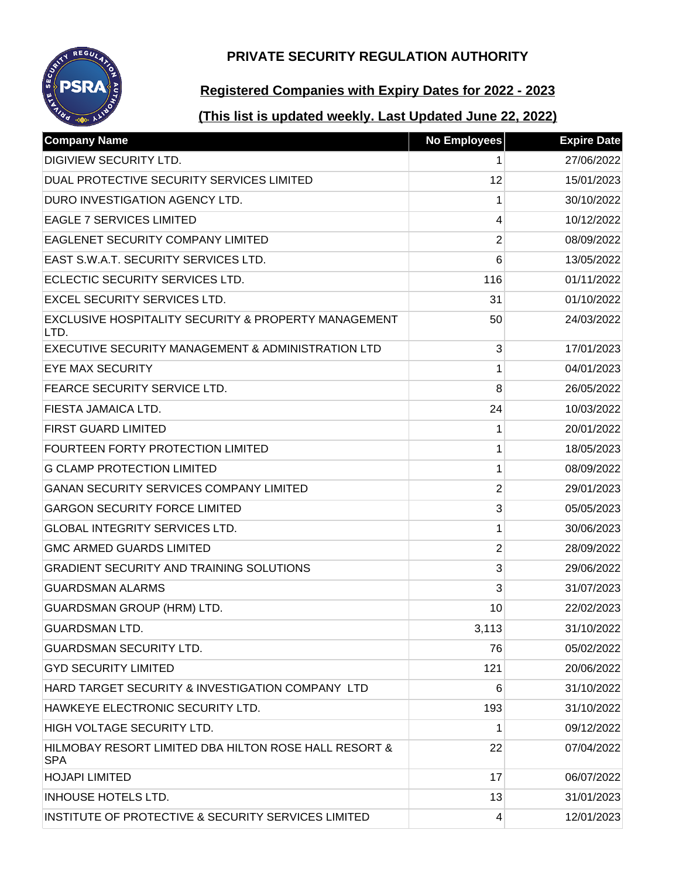# PRIVATE SECURITY REGULATION AUTHORITY

## Registered Companies with Expiry Dates for 2022 - 2023

## (This list is updated weekly. Last Updated June 22, 2022)

| Company Name | No Employees | Expire Date |
|---|---|---|
| DIGIVIEW SECURITY LTD. | 1 | 27/06/2022 |
| DUAL PROTECTIVE SECURITY SERVICES LIMITED | 12 | 15/01/2023 |
| DURO INVESTIGATION AGENCY LTD. | 1 | 30/10/2022 |
| EAGLE 7 SERVICES LIMITED | 4 | 10/12/2022 |
| EAGLENET SECURITY COMPANY LIMITED | 2 | 08/09/2022 |
| EAST S.W.A.T. SECURITY SERVICES LTD. | 6 | 13/05/2022 |
| ECLECTIC SECURITY SERVICES LTD. | 116 | 01/11/2022 |
| EXCEL SECURITY SERVICES LTD. | 31 | 01/10/2022 |
| EXCLUSIVE HOSPITALITY SECURITY & PROPERTY MANAGEMENT LTD. | 50 | 24/03/2022 |
| EXECUTIVE SECURITY MANAGEMENT & ADMINISTRATION LTD | 3 | 17/01/2023 |
| EYE MAX SECURITY | 1 | 04/01/2023 |
| FEARCE SECURITY SERVICE LTD. | 8 | 26/05/2022 |
| FIESTA JAMAICA LTD. | 24 | 10/03/2022 |
| FIRST GUARD LIMITED | 1 | 20/01/2022 |
| FOURTEEN FORTY PROTECTION LIMITED | 1 | 18/05/2023 |
| G CLAMP PROTECTION LIMITED | 1 | 08/09/2022 |
| GANAN SECURITY SERVICES COMPANY LIMITED | 2 | 29/01/2023 |
| GARGON SECURITY FORCE LIMITED | 3 | 05/05/2023 |
| GLOBAL INTEGRITY SERVICES LTD. | 1 | 30/06/2023 |
| GMC ARMED GUARDS LIMITED | 2 | 28/09/2022 |
| GRADIENT SECURITY AND TRAINING SOLUTIONS | 3 | 29/06/2022 |
| GUARDSMAN ALARMS | 3 | 31/07/2023 |
| GUARDSMAN GROUP (HRM) LTD. | 10 | 22/02/2023 |
| GUARDSMAN LTD. | 3,113 | 31/10/2022 |
| GUARDSMAN SECURITY LTD. | 76 | 05/02/2022 |
| GYD SECURITY LIMITED | 121 | 20/06/2022 |
| HARD TARGET SECURITY & INVESTIGATION COMPANY LTD | 6 | 31/10/2022 |
| HAWKEYE ELECTRONIC SECURITY LTD. | 193 | 31/10/2022 |
| HIGH VOLTAGE SECURITY LTD. | 1 | 09/12/2022 |
| HILMOBAY RESORT LIMITED DBA HILTON ROSE HALL RESORT & SPA | 22 | 07/04/2022 |
| HOJAPI LIMITED | 17 | 06/07/2022 |
| INHOUSE HOTELS LTD. | 13 | 31/01/2023 |
| INSTITUTE OF PROTECTIVE & SECURITY SERVICES LIMITED | 4 | 12/01/2023 |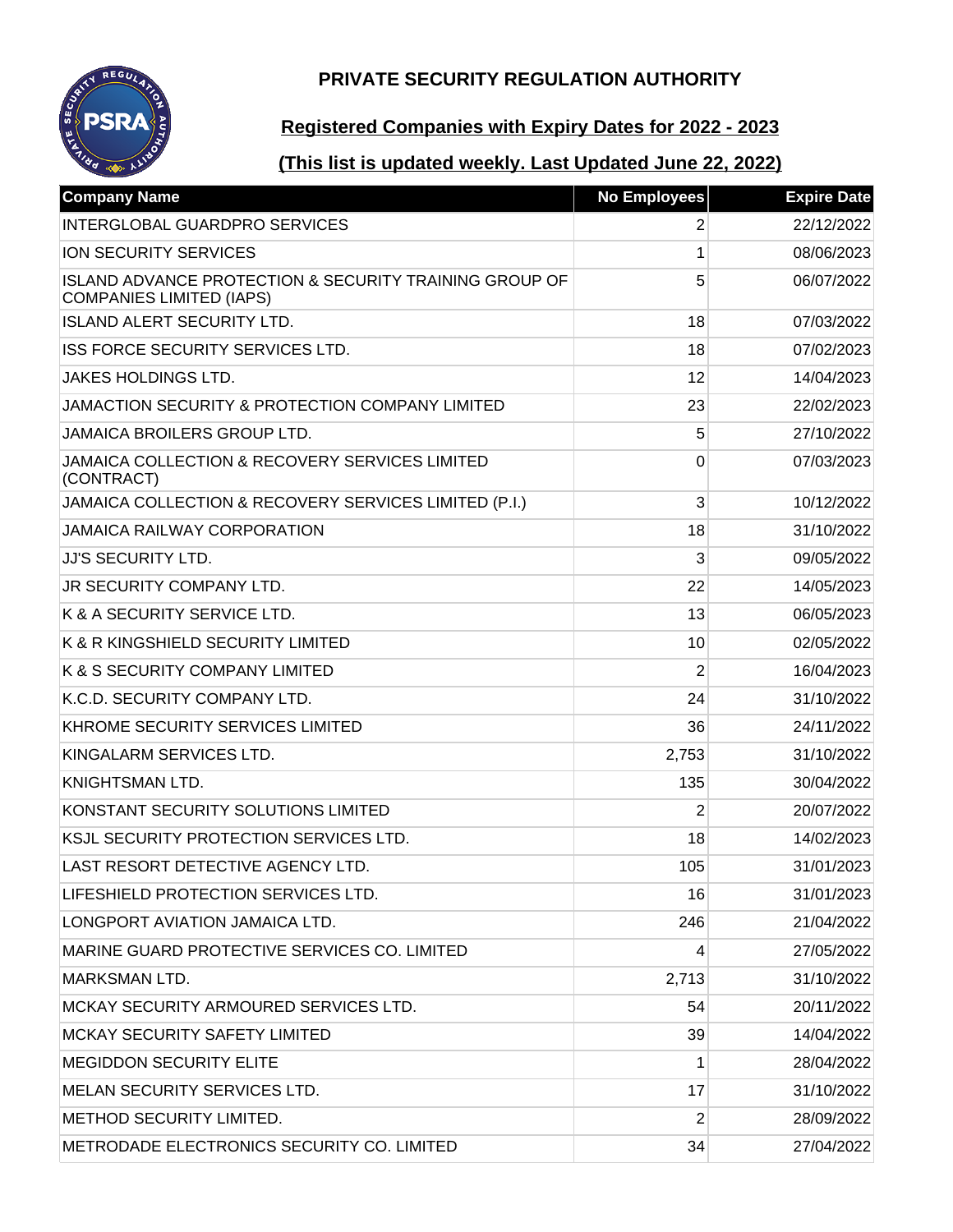# PRIVATE SECURITY REGULATION AUTHORITY

## Registered Companies with Expiry Dates for 2022 - 2023

## (This list is updated weekly. Last Updated June 22, 2022)

| Company Name | No Employees | Expire Date |
|---|---|---|
| INTERGLOBAL GUARDPRO SERVICES | 2 | 22/12/2022 |
| ION SECURITY SERVICES | 1 | 08/06/2023 |
| ISLAND ADVANCE PROTECTION & SECURITY TRAINING GROUP OF COMPANIES LIMITED (IAPS) | 5 | 06/07/2022 |
| ISLAND ALERT SECURITY LTD. | 18 | 07/03/2022 |
| ISS FORCE SECURITY SERVICES LTD. | 18 | 07/02/2023 |
| JAKES HOLDINGS LTD. | 12 | 14/04/2023 |
| JAMACTION SECURITY & PROTECTION COMPANY LIMITED | 23 | 22/02/2023 |
| JAMAICA BROILERS GROUP LTD. | 5 | 27/10/2022 |
| JAMAICA COLLECTION & RECOVERY SERVICES LIMITED (CONTRACT) | 0 | 07/03/2023 |
| JAMAICA COLLECTION & RECOVERY SERVICES LIMITED (P.I.) | 3 | 10/12/2022 |
| JAMAICA RAILWAY CORPORATION | 18 | 31/10/2022 |
| JJ'S SECURITY LTD. | 3 | 09/05/2022 |
| JR SECURITY COMPANY LTD. | 22 | 14/05/2023 |
| K & A SECURITY SERVICE LTD. | 13 | 06/05/2023 |
| K & R KINGSHIELD SECURITY LIMITED | 10 | 02/05/2022 |
| K & S SECURITY COMPANY LIMITED | 2 | 16/04/2023 |
| K.C.D. SECURITY COMPANY LTD. | 24 | 31/10/2022 |
| KHROME SECURITY SERVICES LIMITED | 36 | 24/11/2022 |
| KINGALARM SERVICES LTD. | 2,753 | 31/10/2022 |
| KNIGHTSMAN LTD. | 135 | 30/04/2022 |
| KONSTANT SECURITY SOLUTIONS LIMITED | 2 | 20/07/2022 |
| KSJL SECURITY PROTECTION SERVICES LTD. | 18 | 14/02/2023 |
| LAST RESORT DETECTIVE AGENCY LTD. | 105 | 31/01/2023 |
| LIFESHIELD PROTECTION SERVICES LTD. | 16 | 31/01/2023 |
| LONGPORT AVIATION JAMAICA LTD. | 246 | 21/04/2022 |
| MARINE GUARD PROTECTIVE SERVICES CO. LIMITED | 4 | 27/05/2022 |
| MARKSMAN LTD. | 2,713 | 31/10/2022 |
| MCKAY SECURITY ARMOURED SERVICES LTD. | 54 | 20/11/2022 |
| MCKAY SECURITY SAFETY LIMITED | 39 | 14/04/2022 |
| MEGIDDON SECURITY ELITE | 1 | 28/04/2022 |
| MELAN SECURITY SERVICES LTD. | 17 | 31/10/2022 |
| METHOD SECURITY LIMITED. | 2 | 28/09/2022 |
| METRODADE ELECTRONICS SECURITY CO. LIMITED | 34 | 27/04/2022 |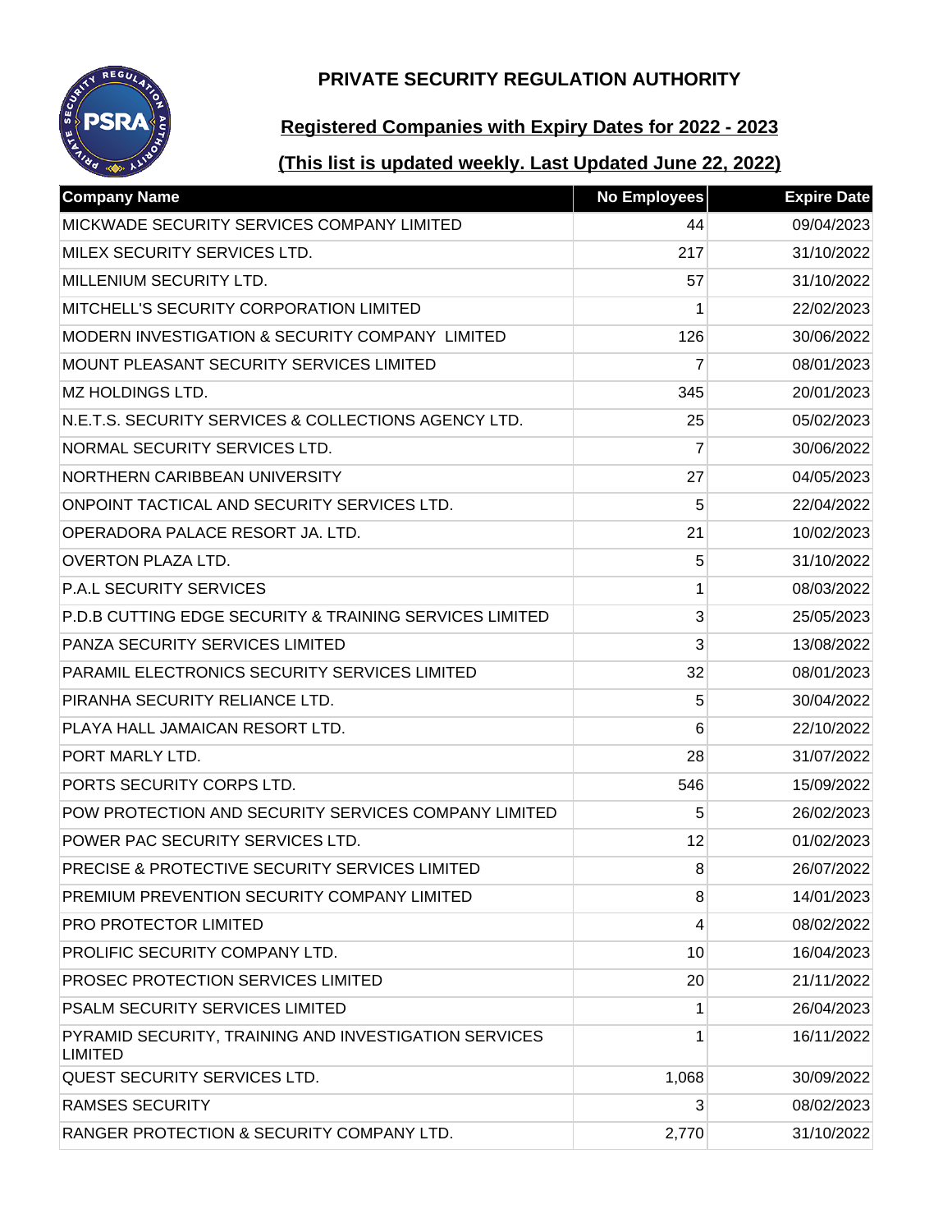# PRIVATE SECURITY REGULATION AUTHORITY

## Registered Companies with Expiry Dates for 2022 - 2023

## (This list is updated weekly. Last Updated June 22, 2022)

| Company Name | No Employees | Expire Date |
|---|---|---|
| MICKWADE SECURITY SERVICES COMPANY LIMITED | 44 | 09/04/2023 |
| MILEX SECURITY SERVICES LTD. | 217 | 31/10/2022 |
| MILLENIUM SECURITY LTD. | 57 | 31/10/2022 |
| MITCHELL'S SECURITY CORPORATION LIMITED | 1 | 22/02/2023 |
| MODERN INVESTIGATION & SECURITY COMPANY LIMITED | 126 | 30/06/2022 |
| MOUNT PLEASANT SECURITY SERVICES LIMITED | 7 | 08/01/2023 |
| MZ HOLDINGS LTD. | 345 | 20/01/2023 |
| N.E.T.S. SECURITY SERVICES & COLLECTIONS AGENCY LTD. | 25 | 05/02/2023 |
| NORMAL SECURITY SERVICES LTD. | 7 | 30/06/2022 |
| NORTHERN CARIBBEAN UNIVERSITY | 27 | 04/05/2023 |
| ONPOINT TACTICAL AND SECURITY SERVICES LTD. | 5 | 22/04/2022 |
| OPERADORA PALACE RESORT JA. LTD. | 21 | 10/02/2023 |
| OVERTON PLAZA LTD. | 5 | 31/10/2022 |
| P.A.L SECURITY SERVICES | 1 | 08/03/2022 |
| P.D.B CUTTING EDGE SECURITY & TRAINING SERVICES LIMITED | 3 | 25/05/2023 |
| PANZA SECURITY SERVICES LIMITED | 3 | 13/08/2022 |
| PARAMIL ELECTRONICS SECURITY SERVICES LIMITED | 32 | 08/01/2023 |
| PIRANHA SECURITY RELIANCE LTD. | 5 | 30/04/2022 |
| PLAYA HALL JAMAICAN RESORT LTD. | 6 | 22/10/2022 |
| PORT MARLY LTD. | 28 | 31/07/2022 |
| PORTS SECURITY CORPS LTD. | 546 | 15/09/2022 |
| POW PROTECTION AND SECURITY SERVICES COMPANY LIMITED | 5 | 26/02/2023 |
| POWER PAC SECURITY SERVICES LTD. | 12 | 01/02/2023 |
| PRECISE & PROTECTIVE SECURITY SERVICES LIMITED | 8 | 26/07/2022 |
| PREMIUM PREVENTION SECURITY COMPANY LIMITED | 8 | 14/01/2023 |
| PRO PROTECTOR LIMITED | 4 | 08/02/2022 |
| PROLIFIC SECURITY COMPANY LTD. | 10 | 16/04/2023 |
| PROSEC PROTECTION SERVICES LIMITED | 20 | 21/11/2022 |
| PSALM SECURITY SERVICES LIMITED | 1 | 26/04/2023 |
| PYRAMID SECURITY, TRAINING AND INVESTIGATION SERVICES LIMITED | 1 | 16/11/2022 |
| QUEST SECURITY SERVICES LTD. | 1,068 | 30/09/2022 |
| RAMSES SECURITY | 3 | 08/02/2023 |
| RANGER PROTECTION & SECURITY COMPANY LTD. | 2,770 | 31/10/2022 |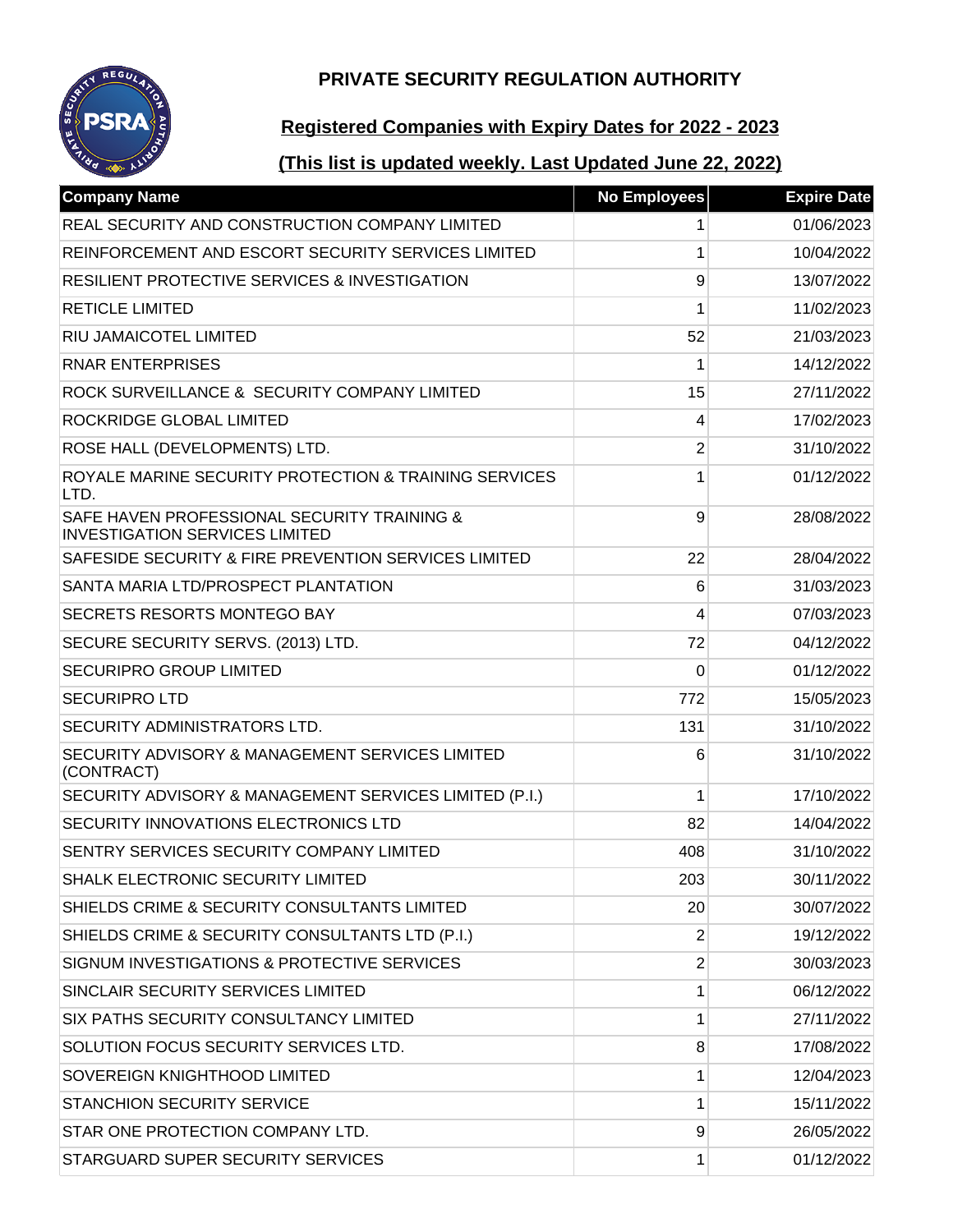# PRIVATE SECURITY REGULATION AUTHORITY

## Registered Companies with Expiry Dates for 2022 - 2023

## (This list is updated weekly. Last Updated June 22, 2022)

| Company Name | No Employees | Expire Date |
|---|---|---|
| REAL SECURITY AND CONSTRUCTION COMPANY LIMITED | 1 | 01/06/2023 |
| REINFORCEMENT AND ESCORT SECURITY SERVICES LIMITED | 1 | 10/04/2022 |
| RESILIENT PROTECTIVE SERVICES & INVESTIGATION | 9 | 13/07/2022 |
| RETICLE LIMITED | 1 | 11/02/2023 |
| RIU JAMAICOTEL LIMITED | 52 | 21/03/2023 |
| RNAR ENTERPRISES | 1 | 14/12/2022 |
| ROCK SURVEILLANCE & SECURITY COMPANY LIMITED | 15 | 27/11/2022 |
| ROCKRIDGE GLOBAL LIMITED | 4 | 17/02/2023 |
| ROSE HALL (DEVELOPMENTS) LTD. | 2 | 31/10/2022 |
| ROYALE MARINE SECURITY PROTECTION & TRAINING SERVICES LTD. | 1 | 01/12/2022 |
| SAFE HAVEN PROFESSIONAL SECURITY TRAINING & INVESTIGATION SERVICES LIMITED | 9 | 28/08/2022 |
| SAFESIDE SECURITY & FIRE PREVENTION SERVICES LIMITED | 22 | 28/04/2022 |
| SANTA MARIA LTD/PROSPECT PLANTATION | 6 | 31/03/2023 |
| SECRETS RESORTS MONTEGO BAY | 4 | 07/03/2023 |
| SECURE SECURITY SERVS. (2013) LTD. | 72 | 04/12/2022 |
| SECURIPRO GROUP LIMITED | 0 | 01/12/2022 |
| SECURIPRO LTD | 772 | 15/05/2023 |
| SECURITY ADMINISTRATORS LTD. | 131 | 31/10/2022 |
| SECURITY ADVISORY & MANAGEMENT SERVICES LIMITED (CONTRACT) | 6 | 31/10/2022 |
| SECURITY ADVISORY & MANAGEMENT SERVICES LIMITED (P.I.) | 1 | 17/10/2022 |
| SECURITY INNOVATIONS ELECTRONICS LTD | 82 | 14/04/2022 |
| SENTRY SERVICES SECURITY COMPANY LIMITED | 408 | 31/10/2022 |
| SHALK ELECTRONIC SECURITY LIMITED | 203 | 30/11/2022 |
| SHIELDS CRIME & SECURITY CONSULTANTS LIMITED | 20 | 30/07/2022 |
| SHIELDS CRIME & SECURITY CONSULTANTS LTD (P.I.) | 2 | 19/12/2022 |
| SIGNUM INVESTIGATIONS & PROTECTIVE SERVICES | 2 | 30/03/2023 |
| SINCLAIR SECURITY SERVICES LIMITED | 1 | 06/12/2022 |
| SIX PATHS SECURITY CONSULTANCY LIMITED | 1 | 27/11/2022 |
| SOLUTION FOCUS SECURITY SERVICES LTD. | 8 | 17/08/2022 |
| SOVEREIGN KNIGHTHOOD LIMITED | 1 | 12/04/2023 |
| STANCHION SECURITY SERVICE | 1 | 15/11/2022 |
| STAR ONE PROTECTION COMPANY LTD. | 9 | 26/05/2022 |
| STARGUARD SUPER SECURITY SERVICES | 1 | 01/12/2022 |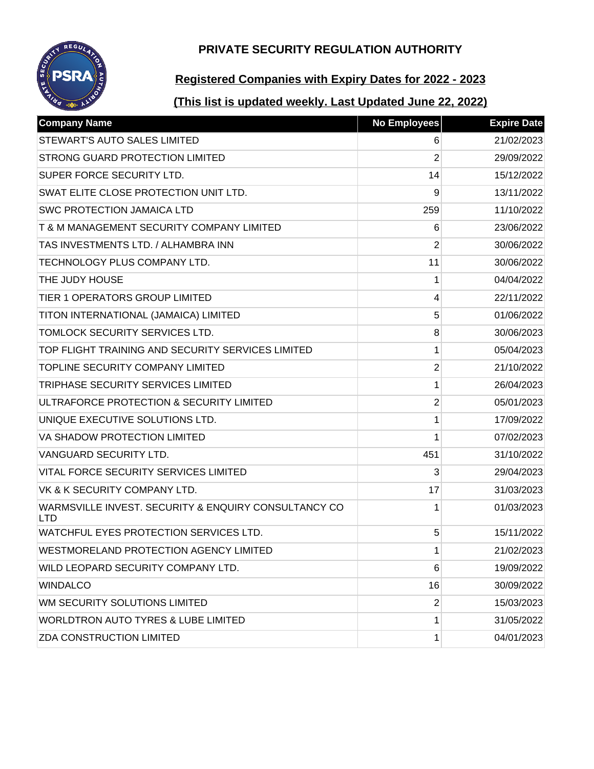# PRIVATE SECURITY REGULATION AUTHORITY

## Registered Companies with Expiry Dates for 2022 - 2023

## (This list is updated weekly. Last Updated June 22, 2022)

| Company Name | No Employees | Expire Date |
|---|---|---|
| STEWART'S AUTO SALES LIMITED | 6 | 21/02/2023 |
| STRONG GUARD PROTECTION LIMITED | 2 | 29/09/2022 |
| SUPER FORCE SECURITY LTD. | 14 | 15/12/2022 |
| SWAT ELITE CLOSE PROTECTION UNIT LTD. | 9 | 13/11/2022 |
| SWC PROTECTION JAMAICA LTD | 259 | 11/10/2022 |
| T & M MANAGEMENT SECURITY COMPANY LIMITED | 6 | 23/06/2022 |
| TAS INVESTMENTS LTD. / ALHAMBRA INN | 2 | 30/06/2022 |
| TECHNOLOGY PLUS COMPANY LTD. | 11 | 30/06/2022 |
| THE JUDY HOUSE | 1 | 04/04/2022 |
| TIER 1 OPERATORS GROUP LIMITED | 4 | 22/11/2022 |
| TITON INTERNATIONAL (JAMAICA) LIMITED | 5 | 01/06/2022 |
| TOMLOCK SECURITY SERVICES LTD. | 8 | 30/06/2023 |
| TOP FLIGHT TRAINING AND SECURITY SERVICES LIMITED | 1 | 05/04/2023 |
| TOPLINE SECURITY COMPANY LIMITED | 2 | 21/10/2022 |
| TRIPHASE SECURITY SERVICES LIMITED | 1 | 26/04/2023 |
| ULTRAFORCE PROTECTION & SECURITY LIMITED | 2 | 05/01/2023 |
| UNIQUE EXECUTIVE SOLUTIONS LTD. | 1 | 17/09/2022 |
| VA SHADOW PROTECTION LIMITED | 1 | 07/02/2023 |
| VANGUARD SECURITY LTD. | 451 | 31/10/2022 |
| VITAL FORCE SECURITY SERVICES LIMITED | 3 | 29/04/2023 |
| VK & K SECURITY COMPANY LTD. | 17 | 31/03/2023 |
| WARMSVILLE INVEST. SECURITY & ENQUIRY CONSULTANCY CO LTD | 1 | 01/03/2023 |
| WATCHFUL EYES PROTECTION SERVICES LTD. | 5 | 15/11/2022 |
| WESTMORELAND PROTECTION AGENCY LIMITED | 1 | 21/02/2023 |
| WILD LEOPARD SECURITY COMPANY LTD. | 6 | 19/09/2022 |
| WINDALCO | 16 | 30/09/2022 |
| WM SECURITY SOLUTIONS LIMITED | 2 | 15/03/2023 |
| WORLDTRON AUTO TYRES & LUBE LIMITED | 1 | 31/05/2022 |
| ZDA CONSTRUCTION LIMITED | 1 | 04/01/2023 |